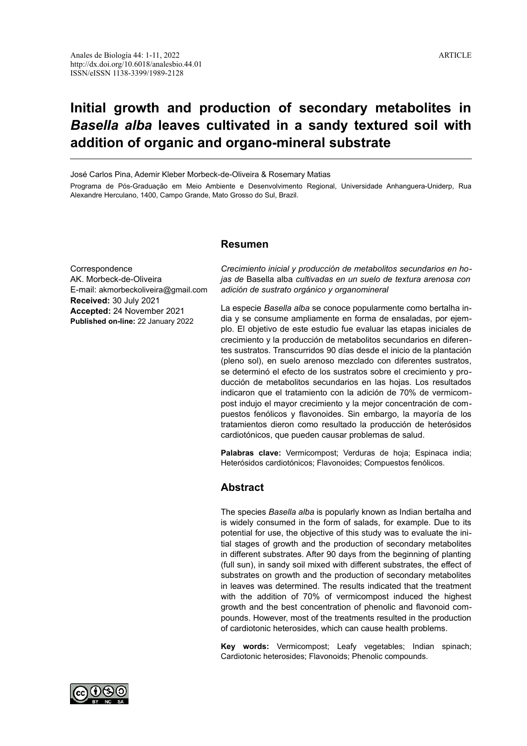Anales de Biología 44: 1-11, 2022
http://dx.doi.org/10.6018/analesbio.44.01
ISSN/eISSN 1138-3399/1989-2128

ARTICLE

# Initial growth and production of secondary metabolites in *Basella alba* leaves cultivated in a sandy textured soil with addition of organic and organo-mineral substrate

José Carlos Pina, Ademir Kleber Morbeck-de-Oliveira & Rosemary Matias

Programa de Pós-Graduação em Meio Ambiente e Desenvolvimento Regional, Universidade Anhanguera-Uniderp, Rua Alexandre Herculano, 1400, Campo Grande, Mato Grosso do Sul, Brazil.

Correspondence
AK. Morbeck-de-Oliveira
E-mail: akmorbeckoliveira@gmail.com
**Received:** 30 July 2021
**Accepted:** 24 November 2021
**Published on-line:** 22 January 2022

## Resumen

*Crecimiento inicial y producción de metabolitos secundarios en hojas de* Basella alba *cultivadas en un suelo de textura arenosa con adición de sustrato orgánico y organomineral*

La especie *Basella alba* se conoce popularmente como bertalha india y se consume ampliamente en forma de ensaladas, por ejemplo. El objetivo de este estudio fue evaluar las etapas iniciales de crecimiento y la producción de metabolitos secundarios en diferentes sustratos. Transcurridos 90 días desde el inicio de la plantación (pleno sol), en suelo arenoso mezclado con diferentes sustratos, se determinó el efecto de los sustratos sobre el crecimiento y producción de metabolitos secundarios en las hojas. Los resultados indicaron que el tratamiento con la adición de 70% de vermicompost indujo el mayor crecimiento y la mejor concentración de compuestos fenólicos y flavonoides. Sin embargo, la mayoría de los tratamientos dieron como resultado la producción de heterósidos cardiotónicos, que pueden causar problemas de salud.

**Palabras clave:** Vermicompost; Verduras de hoja; Espinaca india; Heterósidos cardiotónicos; Flavonoides; Compuestos fenólicos.

## Abstract

The species *Basella alba* is popularly known as Indian bertalha and is widely consumed in the form of salads, for example. Due to its potential for use, the objective of this study was to evaluate the initial stages of growth and the production of secondary metabolites in different substrates. After 90 days from the beginning of planting (full sun), in sandy soil mixed with different substrates, the effect of substrates on growth and the production of secondary metabolites in leaves was determined. The results indicated that the treatment with the addition of 70% of vermicompost induced the highest growth and the best concentration of phenolic and flavonoid compounds. However, most of the treatments resulted in the production of cardiotonic heterosides, which can cause health problems.

**Key words:** Vermicompost; Leafy vegetables; Indian spinach; Cardiotonic heterosides; Flavonoids; Phenolic compounds.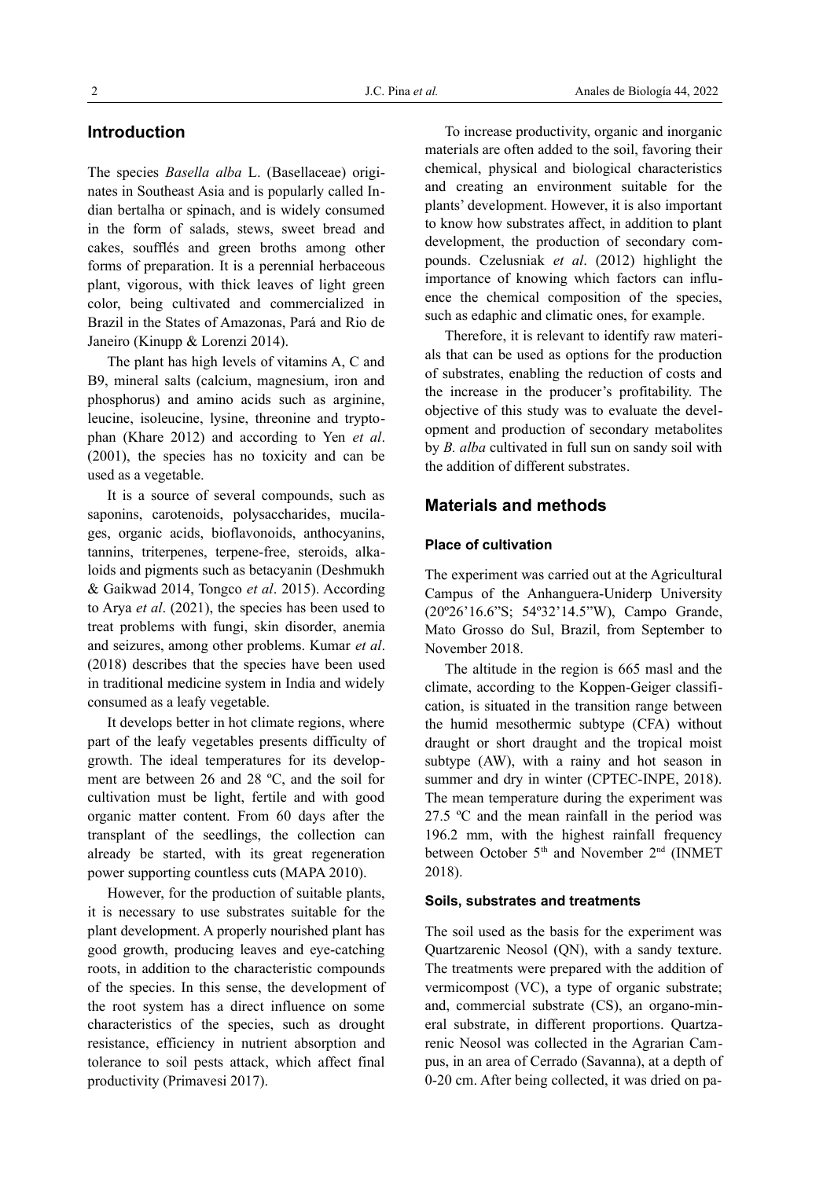## Introduction

The species *Basella alba* L. (Basellaceae) originates in Southeast Asia and is popularly called Indian bertalha or spinach, and is widely consumed in the form of salads, stews, sweet bread and cakes, soufflés and green broths among other forms of preparation. It is a perennial herbaceous plant, vigorous, with thick leaves of light green color, being cultivated and commercialized in Brazil in the States of Amazonas, Pará and Rio de Janeiro (Kinupp & Lorenzi 2014).

The plant has high levels of vitamins A, C and B9, mineral salts (calcium, magnesium, iron and phosphorus) and amino acids such as arginine, leucine, isoleucine, lysine, threonine and tryptophan (Khare 2012) and according to Yen *et al*. (2001), the species has no toxicity and can be used as a vegetable.

It is a source of several compounds, such as saponins, carotenoids, polysaccharides, mucilages, organic acids, bioflavonoids, anthocyanins, tannins, triterpenes, terpene-free, steroids, alkaloids and pigments such as betacyanin (Deshmukh & Gaikwad 2014, Tongco *et al*. 2015). According to Arya *et al*. (2021), the species has been used to treat problems with fungi, skin disorder, anemia and seizures, among other problems. Kumar *et al*. (2018) describes that the species have been used in traditional medicine system in India and widely consumed as a leafy vegetable.

It develops better in hot climate regions, where part of the leafy vegetables presents difficulty of growth. The ideal temperatures for its development are between 26 and 28 ºC, and the soil for cultivation must be light, fertile and with good organic matter content. From 60 days after the transplant of the seedlings, the collection can already be started, with its great regeneration power supporting countless cuts (MAPA 2010).

However, for the production of suitable plants, it is necessary to use substrates suitable for the plant development. A properly nourished plant has good growth, producing leaves and eye-catching roots, in addition to the characteristic compounds of the species. In this sense, the development of the root system has a direct influence on some characteristics of the species, such as drought resistance, efficiency in nutrient absorption and tolerance to soil pests attack, which affect final productivity (Primavesi 2017).

To increase productivity, organic and inorganic materials are often added to the soil, favoring their chemical, physical and biological characteristics and creating an environment suitable for the plants' development. However, it is also important to know how substrates affect, in addition to plant development, the production of secondary compounds. Czelusniak *et al*. (2012) highlight the importance of knowing which factors can influence the chemical composition of the species, such as edaphic and climatic ones, for example.

Therefore, it is relevant to identify raw materials that can be used as options for the production of substrates, enabling the reduction of costs and the increase in the producer's profitability. The objective of this study was to evaluate the development and production of secondary metabolites by *B. alba* cultivated in full sun on sandy soil with the addition of different substrates.

## Materials and methods

### Place of cultivation

The experiment was carried out at the Agricultural Campus of the Anhanguera-Uniderp University (20º26'16.6"S; 54º32'14.5"W), Campo Grande, Mato Grosso do Sul, Brazil, from September to November 2018.

The altitude in the region is 665 masl and the climate, according to the Koppen-Geiger classification, is situated in the transition range between the humid mesothermic subtype (CFA) without draught or short draught and the tropical moist subtype (AW), with a rainy and hot season in summer and dry in winter (CPTEC-INPE, 2018). The mean temperature during the experiment was 27.5 ºC and the mean rainfall in the period was 196.2 mm, with the highest rainfall frequency between October 5th and November 2nd (INMET 2018).

### Soils, substrates and treatments

The soil used as the basis for the experiment was Quartzarenic Neosol (QN), with a sandy texture. The treatments were prepared with the addition of vermicompost (VC), a type of organic substrate; and, commercial substrate (CS), an organo-mineral substrate, in different proportions. Quartzarenic Neosol was collected in the Agrarian Campus, in an area of Cerrado (Savanna), at a depth of 0-20 cm. After being collected, it was dried on pa-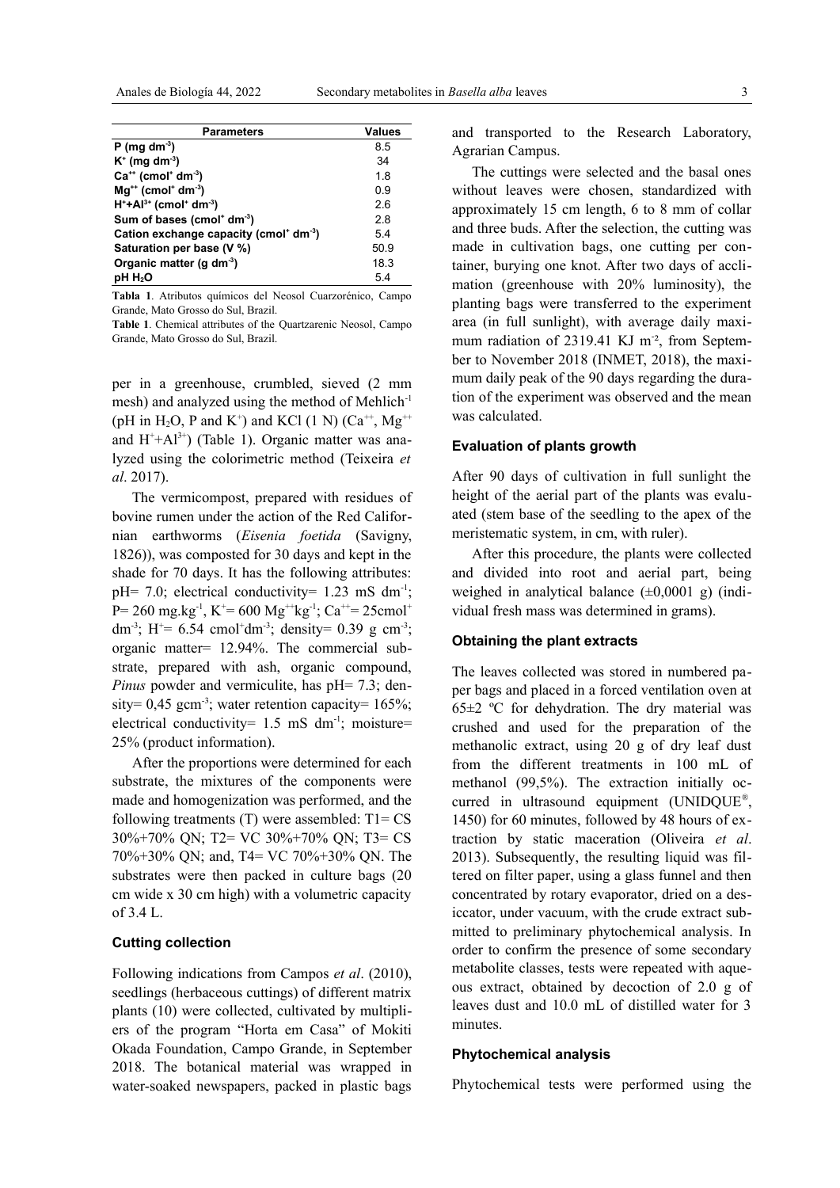| Parameters | Values |
|---|---|
| **P (mg dm$^{-3}$)** | 8.5 |
| **$K^+$ (mg dm$^{-3}$)** | 34 |
| **$Ca^{++}$ (cmol$^+$ dm$^{-3}$)** | 1.8 |
| **$Mg^{++}$ (cmol$^+$ dm$^{-3}$)** | 0.9 |
| **$H^+$+$Al^{3+}$ (cmol$^+$ dm$^{-3}$)** | 2.6 |
| **Sum of bases (cmol$^+$ dm$^{-3}$)** | 2.8 |
| **Cation exchange capacity (cmol$^+$ dm$^{-3}$)** | 5.4 |
| **Saturation per base (V %)** | 50.9 |
| **Organic matter (g dm$^{-3}$)** | 18.3 |
| **pH $H_2O$** | 5.4 |

**Tabla 1**. Atributos químicos del Neosol Cuarzorénico, Campo Grande, Mato Grosso do Sul, Brazil.

**Table 1**. Chemical attributes of the Quartzarenic Neosol, Campo Grande, Mato Grosso do Sul, Brazil.

per in a greenhouse, crumbled, sieved (2 mm mesh) and analyzed using the method of Mehlich$^{-1}$ (pH in $H_2O$, P and $K^+$) and KCl (1 N) ($Ca^{++}$, $Mg^{++}$ and $H^+$+$Al^{3+}$) (Table 1). Organic matter was analyzed using the colorimetric method (Teixeira *et al*. 2017).

The vermicompost, prepared with residues of bovine rumen under the action of the Red Californian earthworms (*Eisenia foetida* (Savigny, 1826)), was composted for 30 days and kept in the shade for 70 days. It has the following attributes: pH= 7.0; electrical conductivity= 1.23 mS dm$^{-1}$; P= 260 mg.kg$^{-1}$, $K^+$= 600 $Mg^{++}$kg$^{-1}$; $Ca^{++}$= 25cmol$^+$ dm$^{-3}$; $H^+$= 6.54 cmol$^+$dm$^{-3}$; density= 0.39 g cm$^{-3}$; organic matter= 12.94%. The commercial substrate, prepared with ash, organic compound, *Pinus* powder and vermiculite, has pH= 7.3; density= 0,45 gcm$^{-3}$; water retention capacity= 165%; electrical conductivity= 1.5 mS dm$^{-1}$; moisture= 25% (product information).

After the proportions were determined for each substrate, the mixtures of the components were made and homogenization was performed, and the following treatments (T) were assembled: T1= CS 30%+70% QN; T2= VC 30%+70% QN; T3= CS 70%+30% QN; and, T4= VC 70%+30% QN. The substrates were then packed in culture bags (20 cm wide x 30 cm high) with a volumetric capacity of 3.4 L.

### Cutting collection

Following indications from Campos *et al*. (2010), seedlings (herbaceous cuttings) of different matrix plants (10) were collected, cultivated by multipliers of the program "Horta em Casa" of Mokiti Okada Foundation, Campo Grande, in September 2018. The botanical material was wrapped in water-soaked newspapers, packed in plastic bags and transported to the Research Laboratory, Agrarian Campus.

The cuttings were selected and the basal ones without leaves were chosen, standardized with approximately 15 cm length, 6 to 8 mm of collar and three buds. After the selection, the cutting was made in cultivation bags, one cutting per container, burying one knot. After two days of acclimation (greenhouse with 20% luminosity), the planting bags were transferred to the experiment area (in full sunlight), with average daily maximum radiation of 2319.41 KJ m$^{-2}$, from September to November 2018 (INMET, 2018), the maximum daily peak of the 90 days regarding the duration of the experiment was observed and the mean was calculated.

### Evaluation of plants growth

After 90 days of cultivation in full sunlight the height of the aerial part of the plants was evaluated (stem base of the seedling to the apex of the meristematic system, in cm, with ruler).

After this procedure, the plants were collected and divided into root and aerial part, being weighed in analytical balance (±0,0001 g) (individual fresh mass was determined in grams).

### Obtaining the plant extracts

The leaves collected was stored in numbered paper bags and placed in a forced ventilation oven at 65±2 ºC for dehydration. The dry material was crushed and used for the preparation of the methanolic extract, using 20 g of dry leaf dust from the different treatments in 100 mL of methanol (99,5%). The extraction initially occurred in ultrasound equipment (UNIDQUE®, 1450) for 60 minutes, followed by 48 hours of extraction by static maceration (Oliveira *et al*. 2013). Subsequently, the resulting liquid was filtered on filter paper, using a glass funnel and then concentrated by rotary evaporator, dried on a desiccator, under vacuum, with the crude extract submitted to preliminary phytochemical analysis. In order to confirm the presence of some secondary metabolite classes, tests were repeated with aqueous extract, obtained by decoction of 2.0 g of leaves dust and 10.0 mL of distilled water for 3 minutes.

### Phytochemical analysis

Phytochemical tests were performed using the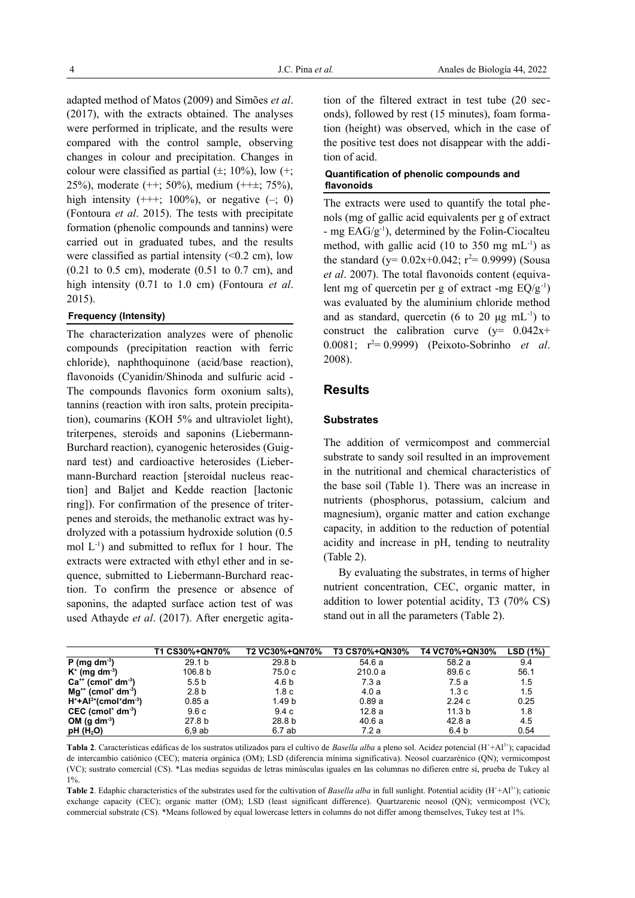adapted method of Matos (2009) and Simões *et al*. (2017), with the extracts obtained. The analyses were performed in triplicate, and the results were compared with the control sample, observing changes in colour and precipitation. Changes in colour were classified as partial (±; 10%), low (+; 25%), moderate (++; 50%), medium (++±; 75%), high intensity (+++; 100%), or negative (–; 0) (Fontoura *et al*. 2015). The tests with precipitate formation (phenolic compounds and tannins) were carried out in graduated tubes, and the results were classified as partial intensity (<0.2 cm), low (0.21 to 0.5 cm), moderate (0.51 to 0.7 cm), and high intensity (0.71 to 1.0 cm) (Fontoura *et al*. 2015).

#### Frequency (Intensity)

The characterization analyzes were of phenolic compounds (precipitation reaction with ferric chloride), naphthoquinone (acid/base reaction), flavonoids (Cyanidin/Shinoda and sulfuric acid - The compounds flavonics form oxonium salts), tannins (reaction with iron salts, protein precipitation), coumarins (KOH 5% and ultraviolet light), triterpenes, steroids and saponins (Liebermann-Burchard reaction), cyanogenic heterosides (Guignard test) and cardioactive heterosides (Liebermann-Burchard reaction [steroidal nucleus reaction] and Baljet and Kedde reaction [lactonic ring]). For confirmation of the presence of triterpenes and steroids, the methanolic extract was hydrolyzed with a potassium hydroxide solution (0.5 mol $L^{-1}$) and submitted to reflux for 1 hour. The extracts were extracted with ethyl ether and in sequence, submitted to Liebermann-Burchard reaction. To confirm the presence or absence of saponins, the adapted surface action test of was used Athayde *et al*. (2017). After energetic agitation of the filtered extract in test tube (20 seconds), followed by rest (15 minutes), foam formation (height) was observed, which in the case of the positive test does not disappear with the addition of acid.

#### Quantification of phenolic compounds and flavonoids

The extracts were used to quantify the total phenols (mg of gallic acid equivalents per g of extract - mg $EAG/g^{-1}$), determined by the Folin-Ciocalteu method, with gallic acid (10 to 350 mg $mL^{-1}$) as the standard ($y= 0.02x+0.042$; $r^2= 0.9999$) (Sousa *et al*. 2007). The total flavonoids content (equivalent mg of quercetin per g of extract -mg $EQ/g^{-1}$) was evaluated by the aluminium chloride method and as standard, quercetin (6 to 20 µg $mL^{-1}$) to construct the calibration curve ($y= 0.042x+ 0.0081$; $r^2= 0.9999$) (Peixoto-Sobrinho *et al*. 2008).

## Results

### Substrates

The addition of vermicompost and commercial substrate to sandy soil resulted in an improvement in the nutritional and chemical characteristics of the base soil (Table 1). There was an increase in nutrients (phosphorus, potassium, calcium and magnesium), organic matter and cation exchange capacity, in addition to the reduction of potential acidity and increase in pH, tending to neutrality (Table 2).

By evaluating the substrates, in terms of higher nutrient concentration, CEC, organic matter, in addition to lower potential acidity, T3 (70% CS) stand out in all the parameters (Table 2).

| | T1 CS30%+QN70% | T2 VC30%+QN70% | T3 CS70%+QN30% | T4 VC70%+QN30% | LSD (1%) |
|---|---|---|---|---|---|
| **P (mg $dm^{-3}$)** | 29.1 b | 29.8 b | 54.6 a | 58.2 a | 9.4 |
| **$K^+$ (mg $dm^{-3}$)** | 106.8 b | 75.0 c | 210.0 a | 89.6 c | 56.1 |
| **$Ca^{++}$ ($cmol^+$ $dm^{-3}$)** | 5.5 b | 4.6 b | 7.3 a | 7.5 a | 1.5 |
| **$Mg^{++}$ ($cmol^+$ $dm^{-3}$)** | 2.8 b | 1.8 c | 4.0 a | 1.3 c | 1.5 |
| **$H^++Al^{3+}$($cmol^+dm^{-3}$)** | 0.85 a | 1.49 b | 0.89 a | 2.24 c | 0.25 |
| **CEC ($cmol^+$ $dm^{-3}$)** | 9.6 c | 9.4 c | 12.8 a | 11.3 b | 1.8 |
| **OM (g $dm^{-3}$)** | 27.8 b | 28.8 b | 40.6 a | 42.8 a | 4.5 |
| **pH ($H_2O$)** | 6,9 ab | 6.7 ab | 7.2 a | 6.4 b | 0.54 |

**Tabla 2**. Características edáficas de los sustratos utilizados para el cultivo de *Basella alba* a pleno sol. Acidez potencial ($H^++Al^{3+}$); capacidad de intercambio catiónico (CEC); materia orgánica (OM); LSD (diferencia mínima significativa). Neosol cuarzarénico (QN); vermicompost (VC); sustrato comercial (CS). *Las medias seguidas de letras minúsculas iguales en las columnas no difieren entre sí, prueba de Tukey al 1%.

**Table 2**. Edaphic characteristics of the substrates used for the cultivation of *Basella alba* in full sunlight. Potential acidity ($H^++Al^{3+}$); cationic exchange capacity (CEC); organic matter (OM); LSD (least significant difference). Quartzarenic neosol (QN); vermicompost (VC); commercial substrate (CS). *Means followed by equal lowercase letters in columns do not differ among themselves, Tukey test at 1%.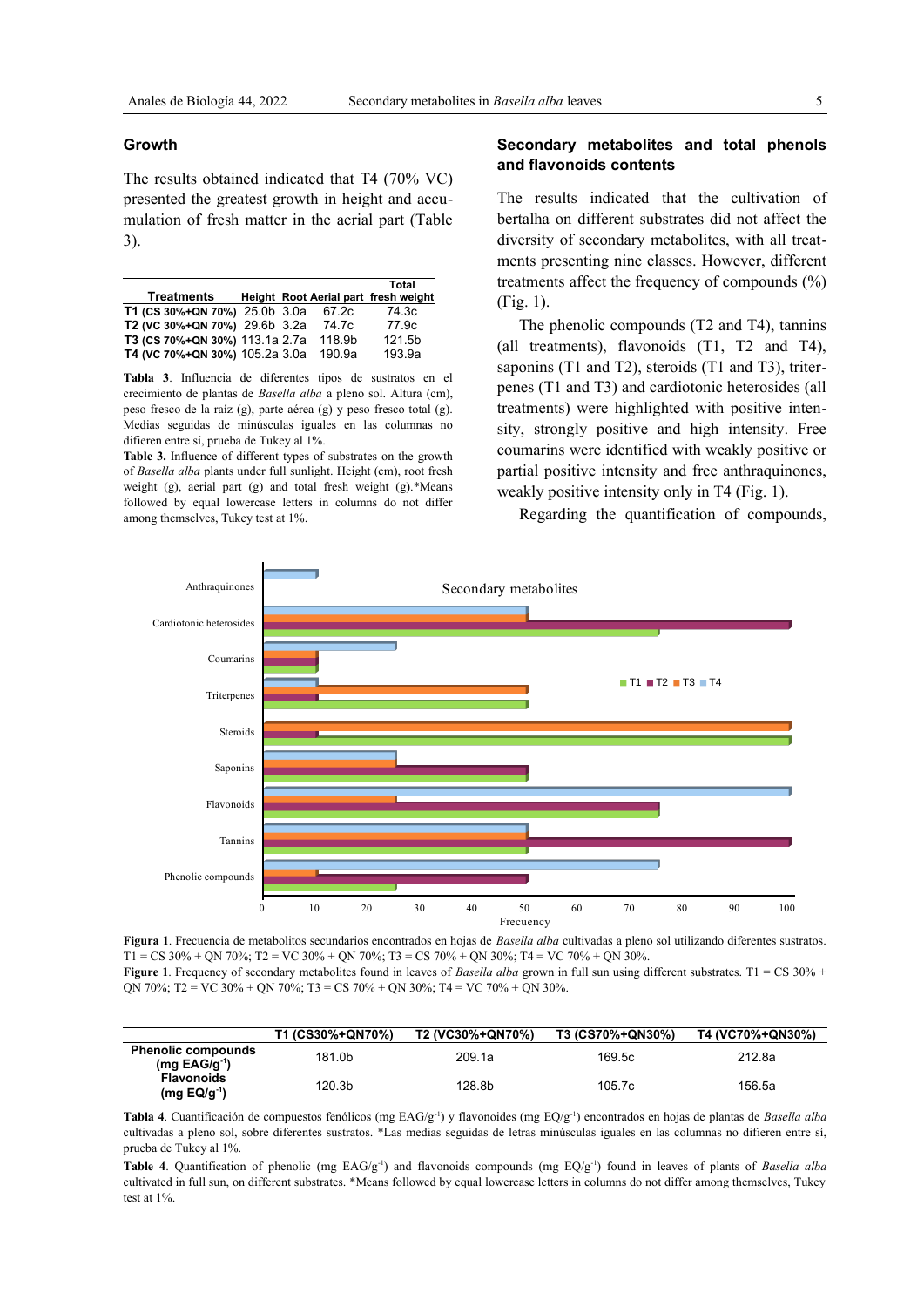## Growth

The results obtained indicated that T4 (70% VC) presented the greatest growth in height and accumulation of fresh matter in the aerial part (Table 3).

| Treatments | Height | Root | Aerial part | Total fresh weight |
|---|---|---|---|---|
| **T1** (CS 30%+QN 70%) | 25.0b | 3.0a | 67.2c | 74.3c |
| **T2** (VC 30%+QN 70%) | 29.6b | 3.2a | 74.7c | 77.9c |
| **T3** (CS 70%+QN 30%) | 113.1a | 2.7a | 118.9b | 121.5b |
| **T4** (VC 70%+QN 30%) | 105.2a | 3.0a | 190.9a | 193.9a |

**Tabla 3**. Influencia de diferentes tipos de sustratos en el crecimiento de plantas de *Basella alba* a pleno sol. Altura (cm), peso fresco de la raíz (g), parte aérea (g) y peso fresco total (g). Medias seguidas de minúsculas iguales en las columnas no difieren entre sí, prueba de Tukey al 1%.

**Table 3.** Influence of different types of substrates on the growth of *Basella alba* plants under full sunlight. Height (cm), root fresh weight (g), aerial part (g) and total fresh weight (g).*Means followed by equal lowercase letters in columns do not differ among themselves, Tukey test at 1%.

## Secondary metabolites and total phenols and flavonoids contents

The results indicated that the cultivation of bertalha on different substrates did not affect the diversity of secondary metabolites, with all treatments presenting nine classes. However, different treatments affect the frequency of compounds (%) (Fig. 1).

The phenolic compounds (T2 and T4), tannins (all treatments), flavonoids (T1, T2 and T4), saponins (T1 and T2), steroids (T1 and T3), triterpenes (T1 and T3) and cardiotonic heterosides (all treatments) were highlighted with positive intensity, strongly positive and high intensity. Free coumarins were identified with weakly positive or partial positive intensity and free anthraquinones, weakly positive intensity only in T4 (Fig. 1).

Regarding the quantification of compounds,

**Figura 1**. Frecuencia de metabolitos secundarios encontrados en hojas de *Basella alba* cultivadas a pleno sol utilizando diferentes sustratos. T1 = CS 30% + QN 70%; T2 = VC 30% + QN 70%; T3 = CS 70% + QN 30%; T4 = VC 70% + QN 30%.

**Figure 1**. Frequency of secondary metabolites found in leaves of *Basella alba* grown in full sun using different substrates. T1 = CS 30% + QN 70%; T2 = VC 30% + QN 70%; T3 = CS 70% + QN 30%; T4 = VC 70% + QN 30%.

| | T1 (CS30%+QN70%) | T2 (VC30%+QN70%) | T3 (CS70%+QN30%) | T4 (VC70%+QN30%) |
|---|---|---|---|---|
| **Phenolic compounds (mg EAG/g$^{-1}$)** | 181.0b | 209.1a | 169.5c | 212.8a |
| **Flavonoids (mg EQ/g$^{-1}$)** | 120.3b | 128.8b | 105.7c | 156.5a |

**Tabla 4**. Cuantificación de compuestos fenólicos (mg EAG/g$^{-1}$) y flavonoides (mg EQ/g$^{-1}$) encontrados en hojas de plantas de *Basella alba* cultivadas a pleno sol, sobre diferentes sustratos. *Las medias seguidas de letras minúsculas iguales en las columnas no difieren entre sí, prueba de Tukey al 1%.

**Table 4**. Quantification of phenolic (mg EAG/g$^{-1}$) and flavonoids compounds (mg EQ/g$^{-1}$) found in leaves of plants of *Basella alba* cultivated in full sun, on different substrates. *Means followed by equal lowercase letters in columns do not differ among themselves, Tukey test at 1%.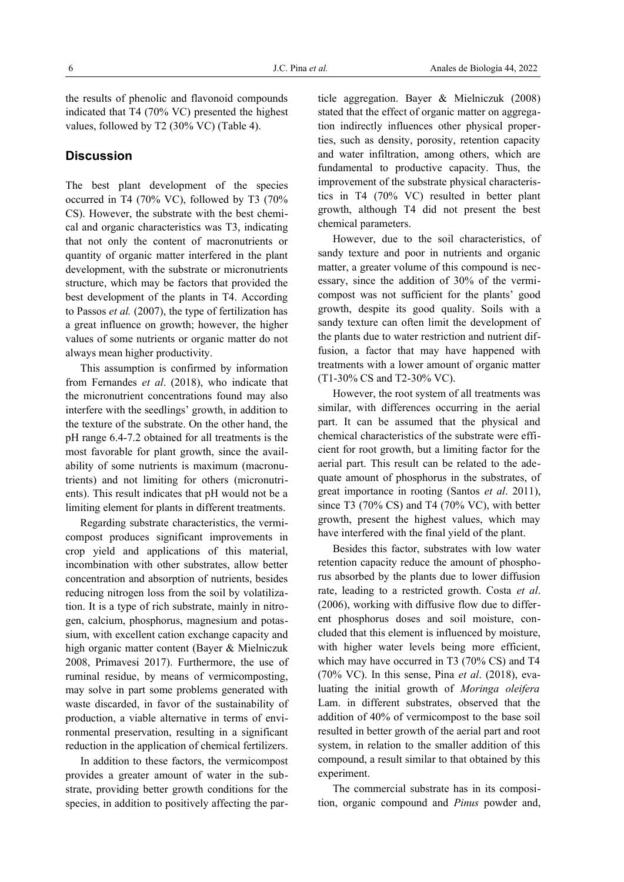the results of phenolic and flavonoid compounds indicated that T4 (70% VC) presented the highest values, followed by T2 (30% VC) (Table 4).

## Discussion

The best plant development of the species occurred in T4 (70% VC), followed by T3 (70% CS). However, the substrate with the best chemical and organic characteristics was T3, indicating that not only the content of macronutrients or quantity of organic matter interfered in the plant development, with the substrate or micronutrients structure, which may be factors that provided the best development of the plants in T4. According to Passos *et al.* (2007), the type of fertilization has a great influence on growth; however, the higher values of some nutrients or organic matter do not always mean higher productivity.

This assumption is confirmed by information from Fernandes *et al*. (2018), who indicate that the micronutrient concentrations found may also interfere with the seedlings' growth, in addition to the texture of the substrate. On the other hand, the pH range 6.4-7.2 obtained for all treatments is the most favorable for plant growth, since the availability of some nutrients is maximum (macronutrients) and not limiting for others (micronutrients). This result indicates that pH would not be a limiting element for plants in different treatments.

Regarding substrate characteristics, the vermicompost produces significant improvements in crop yield and applications of this material, incombination with other substrates, allow better concentration and absorption of nutrients, besides reducing nitrogen loss from the soil by volatilization. It is a type of rich substrate, mainly in nitrogen, calcium, phosphorus, magnesium and potassium, with excellent cation exchange capacity and high organic matter content (Bayer & Mielniczuk 2008, Primavesi 2017). Furthermore, the use of ruminal residue, by means of vermicomposting, may solve in part some problems generated with waste discarded, in favor of the sustainability of production, a viable alternative in terms of environmental preservation, resulting in a significant reduction in the application of chemical fertilizers.

In addition to these factors, the vermicompost provides a greater amount of water in the substrate, providing better growth conditions for the species, in addition to positively affecting the particle aggregation. Bayer & Mielniczuk (2008) stated that the effect of organic matter on aggregation indirectly influences other physical properties, such as density, porosity, retention capacity and water infiltration, among others, which are fundamental to productive capacity. Thus, the improvement of the substrate physical characteristics in T4 (70% VC) resulted in better plant growth, although T4 did not present the best chemical parameters.

However, due to the soil characteristics, of sandy texture and poor in nutrients and organic matter, a greater volume of this compound is necessary, since the addition of 30% of the vermicompost was not sufficient for the plants' good growth, despite its good quality. Soils with a sandy texture can often limit the development of the plants due to water restriction and nutrient diffusion, a factor that may have happened with treatments with a lower amount of organic matter (T1-30% CS and T2-30% VC).

However, the root system of all treatments was similar, with differences occurring in the aerial part. It can be assumed that the physical and chemical characteristics of the substrate were efficient for root growth, but a limiting factor for the aerial part. This result can be related to the adequate amount of phosphorus in the substrates, of great importance in rooting (Santos *et al*. 2011), since T3 (70% CS) and T4 (70% VC), with better growth, present the highest values, which may have interfered with the final yield of the plant.

Besides this factor, substrates with low water retention capacity reduce the amount of phosphorus absorbed by the plants due to lower diffusion rate, leading to a restricted growth. Costa *et al*. (2006), working with diffusive flow due to different phosphorus doses and soil moisture, concluded that this element is influenced by moisture, with higher water levels being more efficient, which may have occurred in T3 (70% CS) and T4 (70% VC). In this sense, Pina *et al*. (2018), evaluating the initial growth of *Moringa oleifera* Lam. in different substrates, observed that the addition of 40% of vermicompost to the base soil resulted in better growth of the aerial part and root system, in relation to the smaller addition of this compound, a result similar to that obtained by this experiment.

The commercial substrate has in its composition, organic compound and *Pinus* powder and,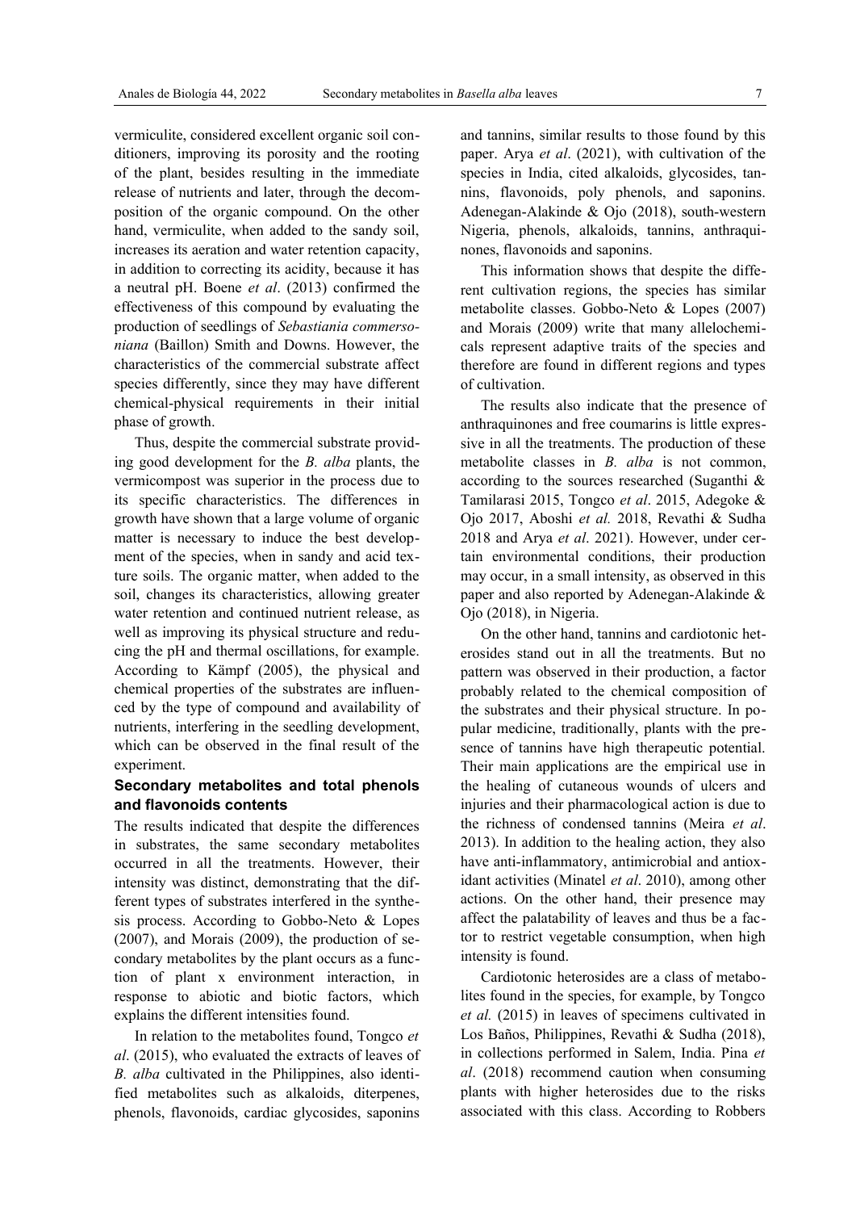vermiculite, considered excellent organic soil conditioners, improving its porosity and the rooting of the plant, besides resulting in the immediate release of nutrients and later, through the decomposition of the organic compound. On the other hand, vermiculite, when added to the sandy soil, increases its aeration and water retention capacity, in addition to correcting its acidity, because it has a neutral pH. Boene *et al*. (2013) confirmed the effectiveness of this compound by evaluating the production of seedlings of *Sebastiania commersoniana* (Baillon) Smith and Downs. However, the characteristics of the commercial substrate affect species differently, since they may have different chemical-physical requirements in their initial phase of growth.

Thus, despite the commercial substrate providing good development for the *B. alba* plants, the vermicompost was superior in the process due to its specific characteristics. The differences in growth have shown that a large volume of organic matter is necessary to induce the best development of the species, when in sandy and acid texture soils. The organic matter, when added to the soil, changes its characteristics, allowing greater water retention and continued nutrient release, as well as improving its physical structure and reducing the pH and thermal oscillations, for example. According to Kämpf (2005), the physical and chemical properties of the substrates are influenced by the type of compound and availability of nutrients, interfering in the seedling development, which can be observed in the final result of the experiment.

### Secondary metabolites and total phenols and flavonoids contents

The results indicated that despite the differences in substrates, the same secondary metabolites occurred in all the treatments. However, their intensity was distinct, demonstrating that the different types of substrates interfered in the synthesis process. According to Gobbo-Neto & Lopes (2007), and Morais (2009), the production of secondary metabolites by the plant occurs as a function of plant x environment interaction, in response to abiotic and biotic factors, which explains the different intensities found.

In relation to the metabolites found, Tongco *et al*. (2015), who evaluated the extracts of leaves of *B. alba* cultivated in the Philippines, also identified metabolites such as alkaloids, diterpenes, phenols, flavonoids, cardiac glycosides, saponins and tannins, similar results to those found by this paper. Arya *et al*. (2021), with cultivation of the species in India, cited alkaloids, glycosides, tannins, flavonoids, poly phenols, and saponins. Adenegan-Alakinde & Ojo (2018), south-western Nigeria, phenols, alkaloids, tannins, anthraquinones, flavonoids and saponins.

This information shows that despite the different cultivation regions, the species has similar metabolite classes. Gobbo-Neto & Lopes (2007) and Morais (2009) write that many allelochemicals represent adaptive traits of the species and therefore are found in different regions and types of cultivation.

The results also indicate that the presence of anthraquinones and free coumarins is little expressive in all the treatments. The production of these metabolite classes in *B. alba* is not common, according to the sources researched (Suganthi & Tamilarasi 2015, Tongco *et al*. 2015, Adegoke & Ojo 2017, Aboshi *et al.* 2018, Revathi & Sudha 2018 and Arya *et al*. 2021). However, under certain environmental conditions, their production may occur, in a small intensity, as observed in this paper and also reported by Adenegan-Alakinde & Ojo (2018), in Nigeria.

On the other hand, tannins and cardiotonic heterosides stand out in all the treatments. But no pattern was observed in their production, a factor probably related to the chemical composition of the substrates and their physical structure. In popular medicine, traditionally, plants with the presence of tannins have high therapeutic potential. Their main applications are the empirical use in the healing of cutaneous wounds of ulcers and injuries and their pharmacological action is due to the richness of condensed tannins (Meira *et al*. 2013). In addition to the healing action, they also have anti-inflammatory, antimicrobial and antioxidant activities (Minatel *et al*. 2010), among other actions. On the other hand, their presence may affect the palatability of leaves and thus be a factor to restrict vegetable consumption, when high intensity is found.

Cardiotonic heterosides are a class of metabolites found in the species, for example, by Tongco *et al.* (2015) in leaves of specimens cultivated in Los Baños, Philippines, Revathi & Sudha (2018), in collections performed in Salem, India. Pina *et al*. (2018) recommend caution when consuming plants with higher heterosides due to the risks associated with this class. According to Robbers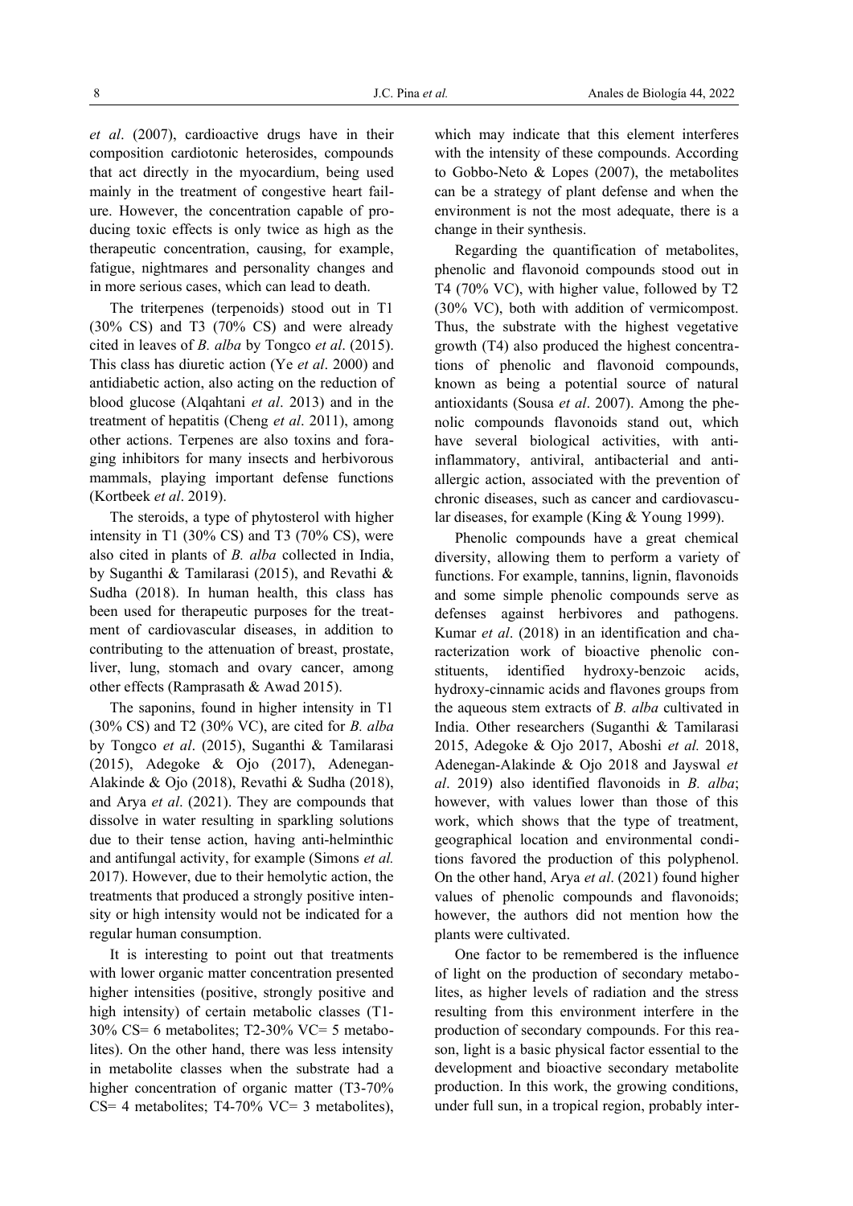*et al*. (2007), cardioactive drugs have in their composition cardiotonic heterosides, compounds that act directly in the myocardium, being used mainly in the treatment of congestive heart failure. However, the concentration capable of producing toxic effects is only twice as high as the therapeutic concentration, causing, for example, fatigue, nightmares and personality changes and in more serious cases, which can lead to death.

The triterpenes (terpenoids) stood out in T1 (30% CS) and T3 (70% CS) and were already cited in leaves of *B. alba* by Tongco *et al*. (2015). This class has diuretic action (Ye *et al*. 2000) and antidiabetic action, also acting on the reduction of blood glucose (Alqahtani *et al*. 2013) and in the treatment of hepatitis (Cheng *et al*. 2011), among other actions. Terpenes are also toxins and foraging inhibitors for many insects and herbivorous mammals, playing important defense functions (Kortbeek *et al*. 2019).

The steroids, a type of phytosterol with higher intensity in T1 (30% CS) and T3 (70% CS), were also cited in plants of *B. alba* collected in India, by Suganthi & Tamilarasi (2015), and Revathi & Sudha (2018). In human health, this class has been used for therapeutic purposes for the treatment of cardiovascular diseases, in addition to contributing to the attenuation of breast, prostate, liver, lung, stomach and ovary cancer, among other effects (Ramprasath & Awad 2015).

The saponins, found in higher intensity in T1 (30% CS) and T2 (30% VC), are cited for *B. alba* by Tongco *et al*. (2015), Suganthi & Tamilarasi (2015), Adegoke & Ojo (2017), Adenegan-Alakinde & Ojo (2018), Revathi & Sudha (2018), and Arya *et al*. (2021). They are compounds that dissolve in water resulting in sparkling solutions due to their tense action, having anti-helminthic and antifungal activity, for example (Simons *et al.* 2017). However, due to their hemolytic action, the treatments that produced a strongly positive intensity or high intensity would not be indicated for a regular human consumption.

It is interesting to point out that treatments with lower organic matter concentration presented higher intensities (positive, strongly positive and high intensity) of certain metabolic classes (T1-30% CS= 6 metabolites; T2-30% VC= 5 metabolites). On the other hand, there was less intensity in metabolite classes when the substrate had a higher concentration of organic matter (T3-70% CS= 4 metabolites; T4-70% VC= 3 metabolites), which may indicate that this element interferes with the intensity of these compounds. According to Gobbo-Neto & Lopes (2007), the metabolites can be a strategy of plant defense and when the environment is not the most adequate, there is a change in their synthesis.

Regarding the quantification of metabolites, phenolic and flavonoid compounds stood out in T4 (70% VC), with higher value, followed by T2 (30% VC), both with addition of vermicompost. Thus, the substrate with the highest vegetative growth (T4) also produced the highest concentrations of phenolic and flavonoid compounds, known as being a potential source of natural antioxidants (Sousa *et al*. 2007). Among the phenolic compounds flavonoids stand out, which have several biological activities, with anti-inflammatory, antiviral, antibacterial and anti-allergic action, associated with the prevention of chronic diseases, such as cancer and cardiovascular diseases, for example (King & Young 1999).

Phenolic compounds have a great chemical diversity, allowing them to perform a variety of functions. For example, tannins, lignin, flavonoids and some simple phenolic compounds serve as defenses against herbivores and pathogens. Kumar *et al*. (2018) in an identification and characterization work of bioactive phenolic constituents, identified hydroxy-benzoic acids, hydroxy-cinnamic acids and flavones groups from the aqueous stem extracts of *B. alba* cultivated in India. Other researchers (Suganthi & Tamilarasi 2015, Adegoke & Ojo 2017, Aboshi *et al.* 2018, Adenegan-Alakinde & Ojo 2018 and Jayswal *et al*. 2019) also identified flavonoids in *B. alba*; however, with values lower than those of this work, which shows that the type of treatment, geographical location and environmental conditions favored the production of this polyphenol. On the other hand, Arya *et al*. (2021) found higher values of phenolic compounds and flavonoids; however, the authors did not mention how the plants were cultivated.

One factor to be remembered is the influence of light on the production of secondary metabolites, as higher levels of radiation and the stress resulting from this environment interfere in the production of secondary compounds. For this reason, light is a basic physical factor essential to the development and bioactive secondary metabolite production. In this work, the growing conditions, under full sun, in a tropical region, probably inter-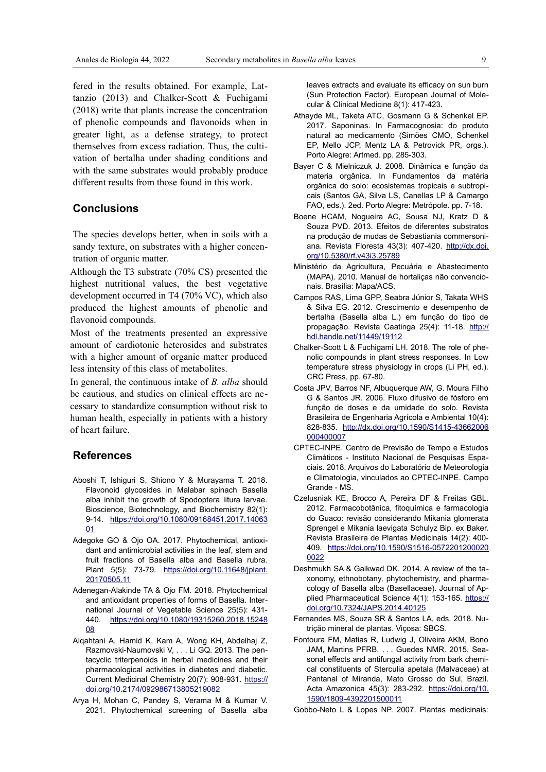fered in the results obtained. For example, Lattanzio (2013) and Chalker-Scott & Fuchigami (2018) write that plants increase the concentration of phenolic compounds and flavonoids when in greater light, as a defense strategy, to protect themselves from excess radiation. Thus, the cultivation of bertalha under shading conditions and with the same substrates would probably produce different results from those found in this work.

## Conclusions

The species develops better, when in soils with a sandy texture, on substrates with a higher concentration of organic matter.

Although the T3 substrate (70% CS) presented the highest nutritional values, the best vegetative development occurred in T4 (70% VC), which also produced the highest amounts of phenolic and flavonoid compounds.

Most of the treatments presented an expressive amount of cardiotonic heterosides and substrates with a higher amount of organic matter produced less intensity of this class of metabolites.

In general, the continuous intake of *B. alba* should be cautious, and studies on clinical effects are necessary to standardize consumption without risk to human health, especially in patients with a history of heart failure.

## References

Aboshi T, Ishiguri S, Shiono Y & Murayama T. 2018. Flavonoid glycosides in Malabar spinach Basella alba inhibit the growth of Spodoptera litura larvae. Bioscience, Biotechnology, and Biochemistry 82(1): 9-14. https://doi.org/10.1080/09168451.2017.1406301

Adegoke GO & Ojo OA. 2017. Phytochemical, antioxidant and antimicrobial activities in the leaf, stem and fruit fractions of Basella alba and Basella rubra. Plant 5(5): 73-79. https://doi.org/10.11648/jplant.20170505.11

Adenegan-Alakinde TA & Ojo FM. 2018. Phytochemical and antioxidant properties of forms of Basella. International Journal of Vegetable Science 25(5): 431-440. https://doi.org/10.1080/19315260.2018.1524808

Alqahtani A, Hamid K, Kam A, Wong KH, Abdelhaj Z, Razmovski-Naumovski V, . . . Li GQ. 2013. The pentacyclic triterpenoids in herbal medicines and their pharmacological activities in diabetes and diabetic. Current Medicinal Chemistry 20(7): 908-931. https://doi.org/10.2174/092986713805219082

Arya H, Mohan C, Pandey S, Verama M & Kumar V. 2021. Phytochemical screening of Basella alba leaves extracts and evaluate its efficacy on sun burn (Sun Protection Factor). European Journal of Molecular & Clinical Medicine 8(1): 417-423.

Athayde ML, Taketa ATC, Gosmann G & Schenkel EP. 2017. Saponinas. In Farmacognosia: do produto natural ao medicamento (Simões CMO, Schenkel EP, Mello JCP, Mentz LA & Petrovick PR, orgs.). Porto Alegre: Artmed. pp. 285-303.

Bayer C & Mielniczuk J. 2008. Dinâmica e função da materia orgânica. In Fundamentos da matéria orgânica do solo: ecosistemas tropicais e subtropicais (Santos GA, Silva LS, Canellas LP & Camargo FAO, eds.). 2ed. Porto Alegre: Metrópole. pp. 7-18.

Boene HCAM, Nogueira AC, Sousa NJ, Kratz D & Souza PVD. 2013. Efeitos de diferentes substratos na produção de mudas de Sebastiania commersoniana. Revista Floresta 43(3): 407-420. http://dx.doi.org/10.5380/rf.v43i3.25789

Ministério da Agricultura, Pecuária e Abastecimento (MAPA). 2010. Manual de hortaliças não convencionais. Brasília: Mapa/ACS.

Campos RAS, Lima GPP, Seabra Júnior S, Takata WHS & Silva EG. 2012. Crescimento e desempenho de bertalha (Basella alba L.) em função do tipo de propagação. Revista Caatinga 25(4): 11-18. http://hdl.handle.net/11449/19112

Chalker-Scott L & Fuchigami LH. 2018. The role of phenolic compounds in plant stress responses. In Low temperature stress physiology in crops (Li PH, ed.). CRC Press, pp. 67-80.

Costa JPV, Barros NF, Albuquerque AW, G. Moura Filho G & Santos JR. 2006. Fluxo difusivo de fósforo em função de doses e da umidade do solo. Revista Brasileira de Engenharia Agrícola e Ambiental 10(4): 828-835. http://dx.doi.org/10.1590/S1415-43662006000400007

CPTEC-INPE. Centro de Previsão de Tempo e Estudos Climáticos - Instituto Nacional de Pesquisas Espaciais. 2018. Arquivos do Laboratório de Meteorologia e Climatologia, vinculados ao CPTEC-INPE. Campo Grande - MS.

Czelusniak KE, Brocco A, Pereira DF & Freitas GBL. 2012. Farmacobotânica, fitoquímica e farmacologia do Guaco: revisão considerando Mikania glomerata Sprengel e Mikania laevigata Schulyz Bip. ex Baker. Revista Brasileira de Plantas Medicinais 14(2): 400-409. https://doi.org/10.1590/S1516-05722012000200022

Deshmukh SA & Gaikwad DK. 2014. A review of the taxonomy, ethnobotany, phytochemistry, and pharmacology of Basella alba (Basellaceae). Journal of Applied Pharmaceutical Science 4(1): 153-165. https://doi.org/10.7324/JAPS.2014.40125

Fernandes MS, Souza SR & Santos LA, eds. 2018. Nutrição mineral de plantas. Viçosa: SBCS.

Fontoura FM, Matias R, Ludwig J, Oliveira AKM, Bono JAM, Martins PFRB, . . . Guedes NMR. 2015. Seasonal effects and antifungal activity from bark chemical constituents of Sterculia apetala (Malvaceae) at Pantanal of Miranda, Mato Grosso do Sul, Brazil. Acta Amazonica 45(3): 283-292. https://doi.org/10.1590/1809-4392201500011

Gobbo-Neto L & Lopes NP. 2007. Plantas medicinais: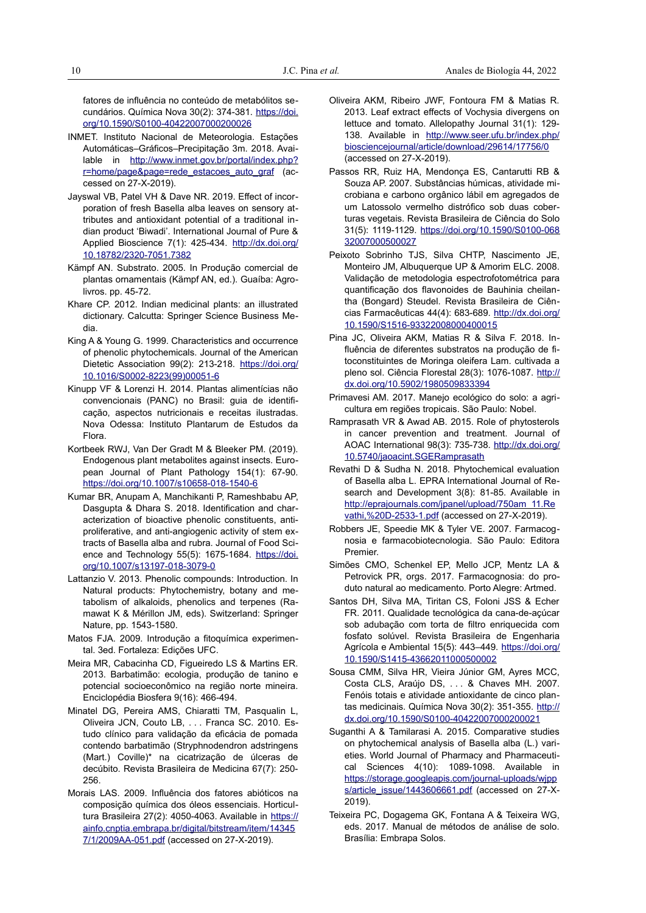fatores de influência no conteúdo de metabólitos secundários. Química Nova 30(2): 374-381. https://doi.org/10.1590/S0100-40422007000200026

INMET. Instituto Nacional de Meteorologia. Estações Automáticas–Gráficos–Precipitação 3m. 2018. Available in http://www.inmet.gov.br/portal/index.php?r=home/page&page=rede_estacoes_auto_graf (accessed on 27-X-2019).

Jayswal VB, Patel VH & Dave NR. 2019. Effect of incorporation of fresh Basella alba leaves on sensory attributes and antioxidant potential of a traditional indian product 'Biwadi'. International Journal of Pure & Applied Bioscience 7(1): 425-434. http://dx.doi.org/10.18782/2320-7051.7382

Kämpf AN. Substrato. 2005. In Produção comercial de plantas ornamentais (Kämpf AN, ed.). Guaíba: Agrolivros. pp. 45-72.

Khare CP. 2012. Indian medicinal plants: an illustrated dictionary. Calcutta: Springer Science Business Media.

King A & Young G. 1999. Characteristics and occurrence of phenolic phytochemicals. Journal of the American Dietetic Association 99(2): 213-218. https://doi.org/10.1016/S0002-8223(99)00051-6

Kinupp VF & Lorenzi H. 2014. Plantas alimentícias não convencionais (PANC) no Brasil: guia de identificação, aspectos nutricionais e receitas ilustradas. Nova Odessa: Instituto Plantarum de Estudos da Flora.

Kortbeek RWJ, Van Der Gradt M & Bleeker PM. (2019). Endogenous plant metabolites against insects. European Journal of Plant Pathology 154(1): 67-90. https://doi.org/10.1007/s10658-018-1540-6

Kumar BR, Anupam A, Manchikanti P, Rameshbabu AP, Dasgupta & Dhara S. 2018. Identification and characterization of bioactive phenolic constituents, antiproliferative, and anti-angiogenic activity of stem extracts of Basella alba and rubra. Journal of Food Science and Technology 55(5): 1675-1684. https://doi.org/10.1007/s13197-018-3079-0

Lattanzio V. 2013. Phenolic compounds: Introduction. In Natural products: Phytochemistry, botany and metabolism of alkaloids, phenolics and terpenes (Ramawat K & Mérillon JM, eds). Switzerland: Springer Nature, pp. 1543-1580.

Matos FJA. 2009. Introdução a fitoquímica experimental. 3ed. Fortaleza: Edições UFC.

Meira MR, Cabacinha CD, Figueiredo LS & Martins ER. 2013. Barbatimão: ecologia, produção de tanino e potencial socioeconômico na região norte mineira. Enciclopédia Biosfera 9(16): 466-494.

Minatel DG, Pereira AMS, Chiaratti TM, Pasqualin L, Oliveira JCN, Couto LB, . . . Franca SC. 2010. Estudo clínico para validação da eficácia de pomada contendo barbatimão (Stryphnodendron adstringens (Mart.) Coville)* na cicatrização de úlceras de decúbito. Revista Brasileira de Medicina 67(7): 250-256.

Morais LAS. 2009. Influência dos fatores abióticos na composição química dos óleos essenciais. Horticultura Brasileira 27(2): 4050-4063. Available in https://ainfo.cnptia.embrapa.br/digital/bitstream/item/143457/1/2009AA-051.pdf (accessed on 27-X-2019).

Oliveira AKM, Ribeiro JWF, Fontoura FM & Matias R. 2013. Leaf extract effects of Vochysia divergens on lettuce and tomato. Allelopathy Journal 31(1): 129-138. Available in http://www.seer.ufu.br/index.php/biosciencejournal/article/download/29614/17756/0 (accessed on 27-X-2019).

Passos RR, Ruiz HA, Mendonça ES, Cantarutti RB & Souza AP. 2007. Substâncias húmicas, atividade microbiana e carbono orgânico lábil em agregados de um Latossolo vermelho distrófico sob duas coberturas vegetais. Revista Brasileira de Ciência do Solo 31(5): 1119-1129. https://doi.org/10.1590/S0100-06832007000500027

Peixoto Sobrinho TJS, Silva CHTP, Nascimento JE, Monteiro JM, Albuquerque UP & Amorim ELC. 2008. Validação de metodologia espectrofotométrica para quantificação dos flavonoides de Bauhinia cheilantha (Bongard) Steudel. Revista Brasileira de Ciências Farmacêuticas 44(4): 683-689. http://dx.doi.org/10.1590/S1516-93322008000400015

Pina JC, Oliveira AKM, Matias R & Silva F. 2018. Influência de diferentes substratos na produção de fitoconstituintes de Moringa oleifera Lam. cultivada a pleno sol. Ciência Florestal 28(3): 1076-1087. http://dx.doi.org/10.5902/1980509833394

Primavesi AM. 2017. Manejo ecológico do solo: a agricultura em regiões tropicais. São Paulo: Nobel.

Ramprasath VR & Awad AB. 2015. Role of phytosterols in cancer prevention and treatment. Journal of AOAC International 98(3): 735-738. http://dx.doi.org/10.5740/jaoacint.SGERamprasath

Revathi D & Sudha N. 2018. Phytochemical evaluation of Basella alba L. EPRA International Journal of Research and Development 3(8): 81-85. Available in http://eprajournals.com/jpanel/upload/750am_11.Revathi,%20D-2533-1.pdf (accessed on 27-X-2019).

Robbers JE, Speedie MK & Tyler VE. 2007. Farmacognosia e farmacobiotecnologia. São Paulo: Editora Premier.

Simões CMO, Schenkel EP, Mello JCP, Mentz LA & Petrovick PR, orgs. 2017. Farmacognosia: do produto natural ao medicamento. Porto Alegre: Artmed.

Santos DH, Silva MA, Tiritan CS, Foloni JSS & Echer FR. 2011. Qualidade tecnológica da cana-de-açúcar sob adubação com torta de filtro enriquecida com fosfato solúvel. Revista Brasileira de Engenharia Agrícola e Ambiental 15(5): 443–449. https://doi.org/10.1590/S1415-43662011000500002

Sousa CMM, Silva HR, Vieira Júnior GM, Ayres MCC, Costa CLS, Araújo DS, . . . & Chaves MH. 2007. Fenóis totais e atividade antioxidante de cinco plantas medicinais. Química Nova 30(2): 351-355. http://dx.doi.org/10.1590/S0100-40422007000200021

Suganthi A & Tamilarasi A. 2015. Comparative studies on phytochemical analysis of Basella alba (L.) varieties. World Journal of Pharmacy and Pharmaceutical Sciences 4(10): 1089-1098. Available in https://storage.googleapis.com/journal-uploads/wjpps/article_issue/1443606661.pdf (accessed on 27-X-2019).

Teixeira PC, Dogagema GK, Fontana A & Teixeira WG, eds. 2017. Manual de métodos de análise de solo. Brasília: Embrapa Solos.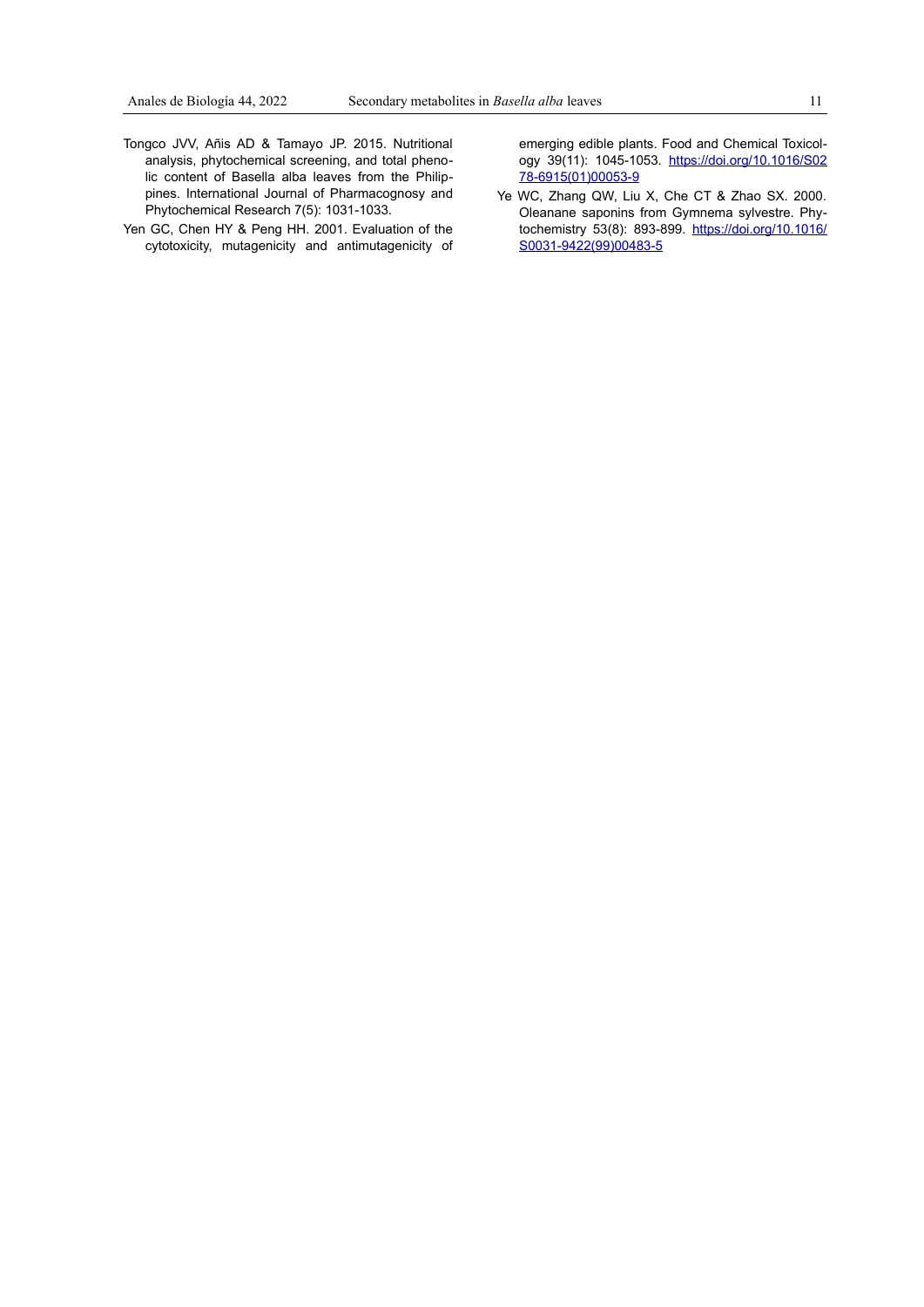Tongco JVV, Añis AD & Tamayo JP. 2015. Nutritional analysis, phytochemical screening, and total phenolic content of Basella alba leaves from the Philippines. International Journal of Pharmacognosy and Phytochemical Research 7(5): 1031-1033.

Yen GC, Chen HY & Peng HH. 2001. Evaluation of the cytotoxicity, mutagenicity and antimutagenicity of emerging edible plants. Food and Chemical Toxicology 39(11): 1045-1053. https://doi.org/10.1016/S0278-6915(01)00053-9

Ye WC, Zhang QW, Liu X, Che CT & Zhao SX. 2000. Oleanane saponins from Gymnema sylvestre. Phytochemistry 53(8): 893-899. https://doi.org/10.1016/S0031-9422(99)00483-5